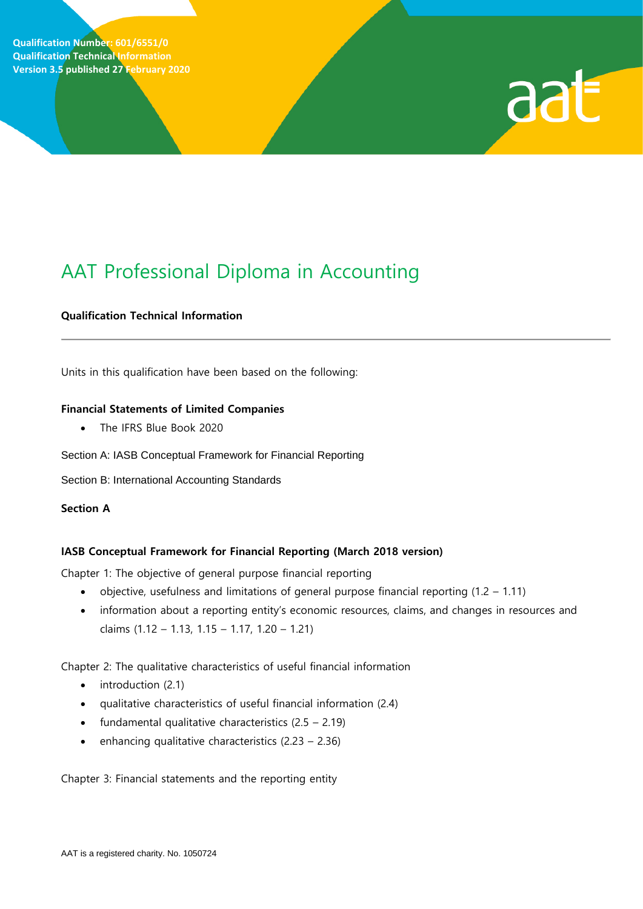Qualification Number: 601/6551/0
Qualification Technical Information
Version 3.5 published 27 February 2020

# AAT Professional Diploma in Accounting

**Qualification Technical Information**

---

Units in this qualification have been based on the following:

**Financial Statements of Limited Companies**

- The IFRS Blue Book 2020

Section A: IASB Conceptual Framework for Financial Reporting

Section B: International Accounting Standards

**Section A**

**IASB Conceptual Framework for Financial Reporting (March 2018 version)**

Chapter 1: The objective of general purpose financial reporting

- objective, usefulness and limitations of general purpose financial reporting (1.2 – 1.11)
- information about a reporting entity's economic resources, claims, and changes in resources and claims (1.12 – 1.13, 1.15 – 1.17, 1.20 – 1.21)

Chapter 2: The qualitative characteristics of useful financial information

- introduction (2.1)
- qualitative characteristics of useful financial information (2.4)
- fundamental qualitative characteristics (2.5 – 2.19)
- enhancing qualitative characteristics (2.23 – 2.36)

Chapter 3: Financial statements and the reporting entity

AAT is a registered charity. No. 1050724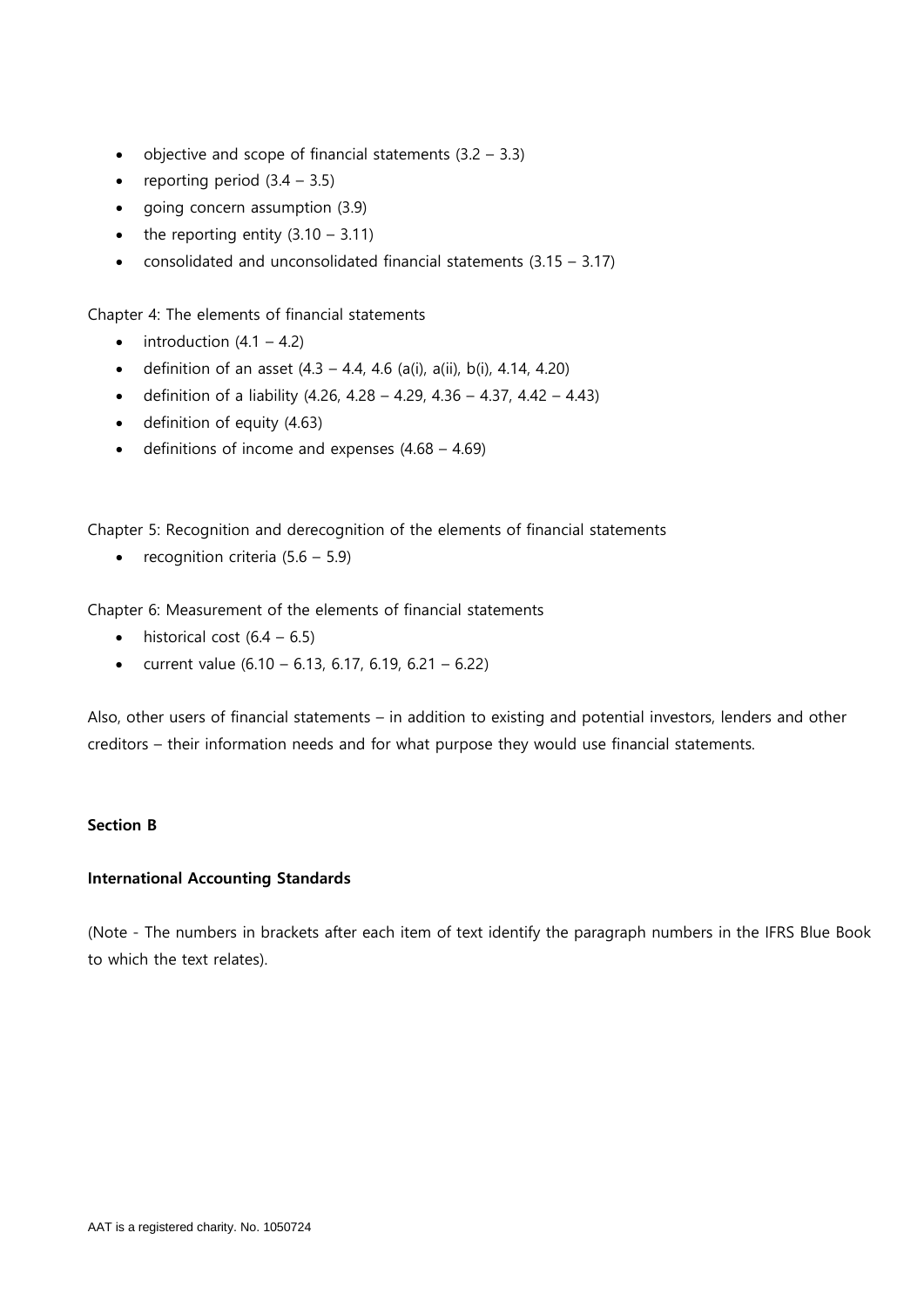- objective and scope of financial statements (3.2 – 3.3)
- reporting period (3.4 – 3.5)
- going concern assumption (3.9)
- the reporting entity (3.10 – 3.11)
- consolidated and unconsolidated financial statements (3.15 – 3.17)

Chapter 4: The elements of financial statements

- introduction (4.1 – 4.2)
- definition of an asset (4.3 – 4.4, 4.6 (a(i), a(ii), b(i), 4.14, 4.20)
- definition of a liability (4.26, 4.28 – 4.29, 4.36 – 4.37, 4.42 – 4.43)
- definition of equity (4.63)
- definitions of income and expenses (4.68 – 4.69)

Chapter 5: Recognition and derecognition of the elements of financial statements

- recognition criteria (5.6 – 5.9)

Chapter 6: Measurement of the elements of financial statements

- historical cost (6.4 – 6.5)
- current value (6.10 – 6.13, 6.17, 6.19, 6.21 – 6.22)

Also, other users of financial statements – in addition to existing and potential investors, lenders and other creditors – their information needs and for what purpose they would use financial statements.

**Section B**

**International Accounting Standards**

(Note - The numbers in brackets after each item of text identify the paragraph numbers in the IFRS Blue Book to which the text relates).

AAT is a registered charity. No. 1050724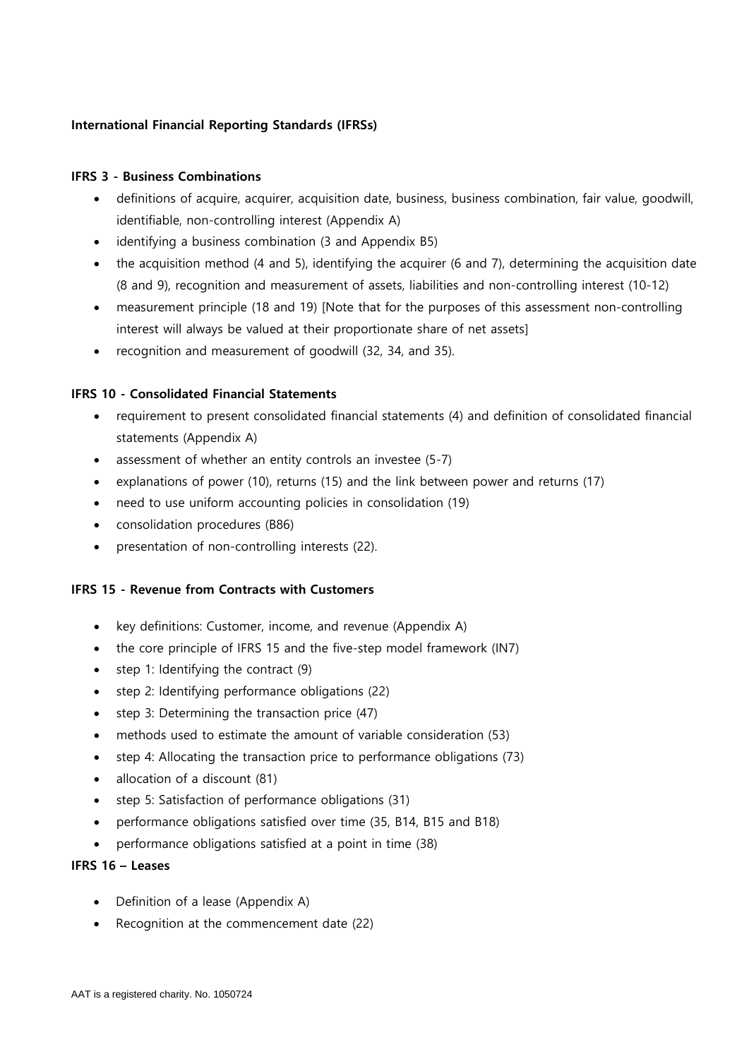**International Financial Reporting Standards (IFRSs)**

**IFRS 3 - Business Combinations**

- definitions of acquire, acquirer, acquisition date, business, business combination, fair value, goodwill, identifiable, non-controlling interest (Appendix A)
- identifying a business combination (3 and Appendix B5)
- the acquisition method (4 and 5), identifying the acquirer (6 and 7), determining the acquisition date (8 and 9), recognition and measurement of assets, liabilities and non-controlling interest (10-12)
- measurement principle (18 and 19) [Note that for the purposes of this assessment non-controlling interest will always be valued at their proportionate share of net assets]
- recognition and measurement of goodwill (32, 34, and 35).

**IFRS 10 - Consolidated Financial Statements**

- requirement to present consolidated financial statements (4) and definition of consolidated financial statements (Appendix A)
- assessment of whether an entity controls an investee (5-7)
- explanations of power (10), returns (15) and the link between power and returns (17)
- need to use uniform accounting policies in consolidation (19)
- consolidation procedures (B86)
- presentation of non-controlling interests (22).

**IFRS 15 - Revenue from Contracts with Customers**

- key definitions: Customer, income, and revenue (Appendix A)
- the core principle of IFRS 15 and the five-step model framework (IN7)
- step 1: Identifying the contract (9)
- step 2: Identifying performance obligations (22)
- step 3: Determining the transaction price (47)
- methods used to estimate the amount of variable consideration (53)
- step 4: Allocating the transaction price to performance obligations (73)
- allocation of a discount (81)
- step 5: Satisfaction of performance obligations (31)
- performance obligations satisfied over time (35, B14, B15 and B18)
- performance obligations satisfied at a point in time (38)

**IFRS 16 – Leases**

- Definition of a lease (Appendix A)
- Recognition at the commencement date (22)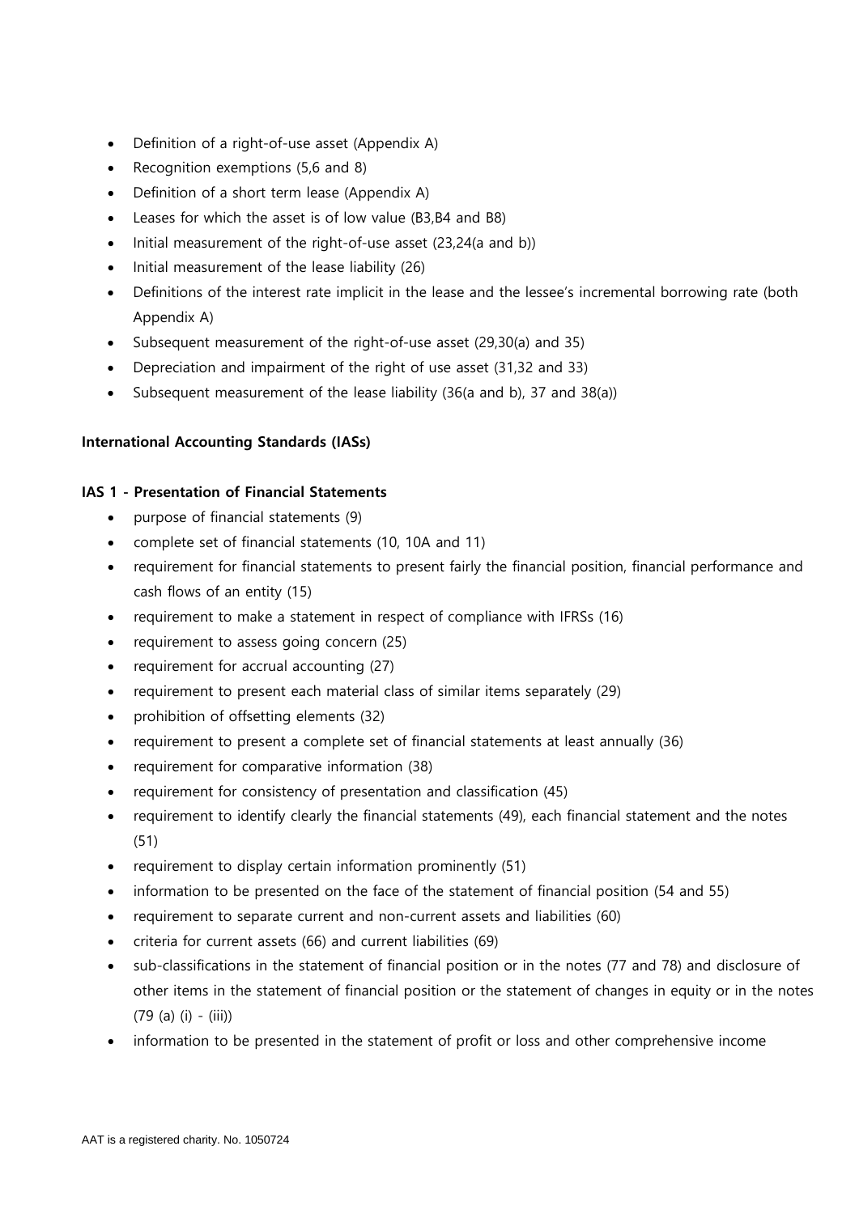- Definition of a right-of-use asset (Appendix A)
- Recognition exemptions (5,6 and 8)
- Definition of a short term lease (Appendix A)
- Leases for which the asset is of low value (B3,B4 and B8)
- Initial measurement of the right-of-use asset (23,24(a and b))
- Initial measurement of the lease liability (26)
- Definitions of the interest rate implicit in the lease and the lessee's incremental borrowing rate (both Appendix A)
- Subsequent measurement of the right-of-use asset (29,30(a) and 35)
- Depreciation and impairment of the right of use asset (31,32 and 33)
- Subsequent measurement of the lease liability (36(a and b), 37 and 38(a))

**International Accounting Standards (IASs)**

**IAS 1 - Presentation of Financial Statements**

- purpose of financial statements (9)
- complete set of financial statements (10, 10A and 11)
- requirement for financial statements to present fairly the financial position, financial performance and cash flows of an entity (15)
- requirement to make a statement in respect of compliance with IFRSs (16)
- requirement to assess going concern (25)
- requirement for accrual accounting (27)
- requirement to present each material class of similar items separately (29)
- prohibition of offsetting elements (32)
- requirement to present a complete set of financial statements at least annually (36)
- requirement for comparative information (38)
- requirement for consistency of presentation and classification (45)
- requirement to identify clearly the financial statements (49), each financial statement and the notes (51)
- requirement to display certain information prominently (51)
- information to be presented on the face of the statement of financial position (54 and 55)
- requirement to separate current and non-current assets and liabilities (60)
- criteria for current assets (66) and current liabilities (69)
- sub-classifications in the statement of financial position or in the notes (77 and 78) and disclosure of other items in the statement of financial position or the statement of changes in equity or in the notes (79 (a) (i) - (iii))
- information to be presented in the statement of profit or loss and other comprehensive income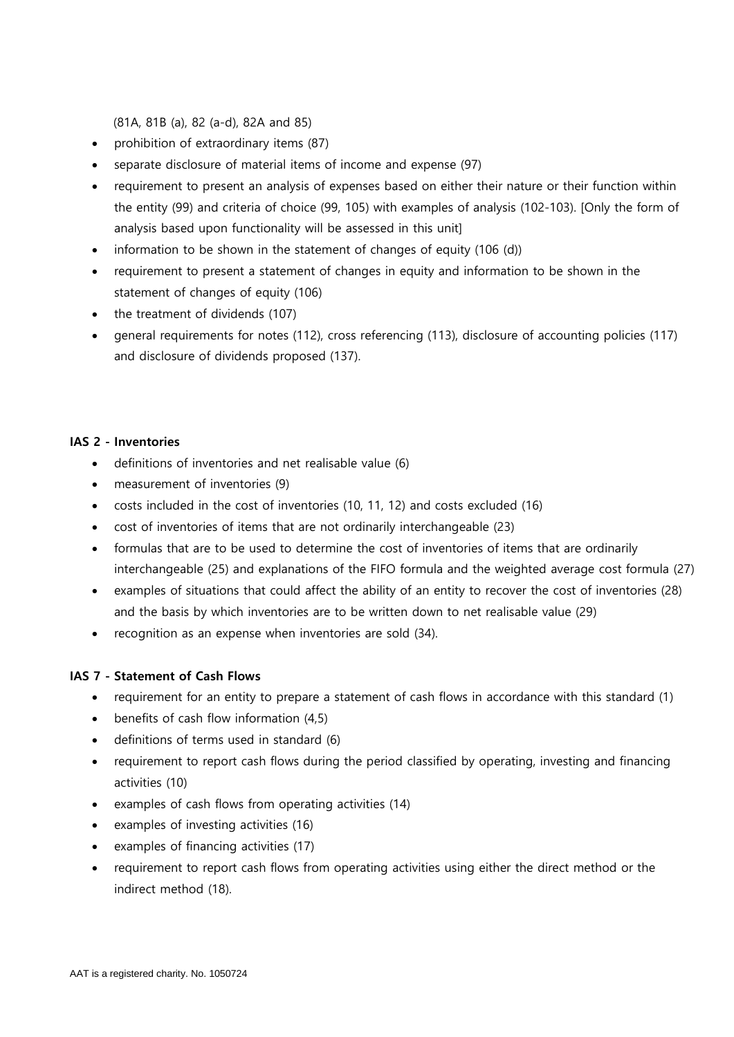(81A, 81B (a), 82 (a-d), 82A and 85)

- prohibition of extraordinary items (87)
- separate disclosure of material items of income and expense (97)
- requirement to present an analysis of expenses based on either their nature or their function within the entity (99) and criteria of choice (99, 105) with examples of analysis (102-103). [Only the form of analysis based upon functionality will be assessed in this unit]
- information to be shown in the statement of changes of equity (106 (d))
- requirement to present a statement of changes in equity and information to be shown in the statement of changes of equity (106)
- the treatment of dividends (107)
- general requirements for notes (112), cross referencing (113), disclosure of accounting policies (117) and disclosure of dividends proposed (137).

**IAS 2 - Inventories**

- definitions of inventories and net realisable value (6)
- measurement of inventories (9)
- costs included in the cost of inventories (10, 11, 12) and costs excluded (16)
- cost of inventories of items that are not ordinarily interchangeable (23)
- formulas that are to be used to determine the cost of inventories of items that are ordinarily interchangeable (25) and explanations of the FIFO formula and the weighted average cost formula (27)
- examples of situations that could affect the ability of an entity to recover the cost of inventories (28) and the basis by which inventories are to be written down to net realisable value (29)
- recognition as an expense when inventories are sold (34).

**IAS 7 - Statement of Cash Flows**

- requirement for an entity to prepare a statement of cash flows in accordance with this standard (1)
- benefits of cash flow information (4,5)
- definitions of terms used in standard (6)
- requirement to report cash flows during the period classified by operating, investing and financing activities (10)
- examples of cash flows from operating activities (14)
- examples of investing activities (16)
- examples of financing activities (17)
- requirement to report cash flows from operating activities using either the direct method or the indirect method (18).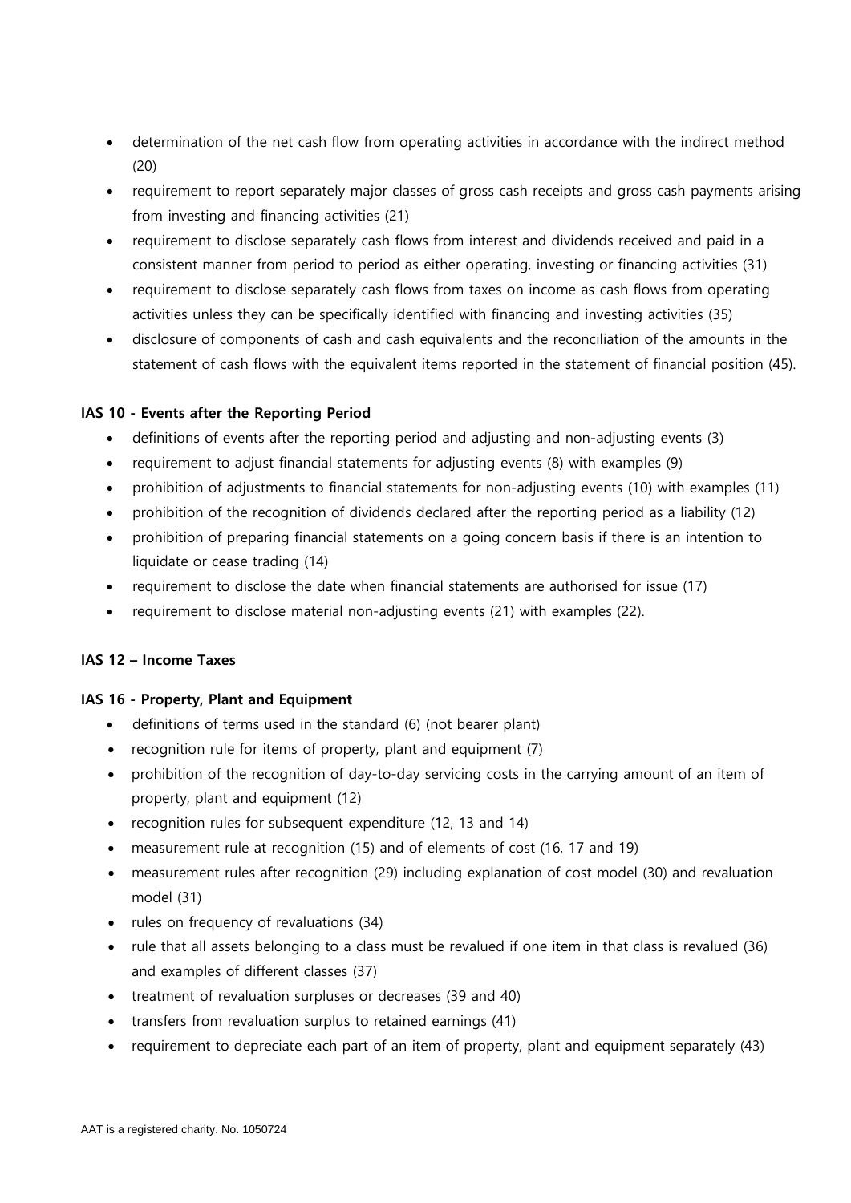- determination of the net cash flow from operating activities in accordance with the indirect method (20)
- requirement to report separately major classes of gross cash receipts and gross cash payments arising from investing and financing activities (21)
- requirement to disclose separately cash flows from interest and dividends received and paid in a consistent manner from period to period as either operating, investing or financing activities (31)
- requirement to disclose separately cash flows from taxes on income as cash flows from operating activities unless they can be specifically identified with financing and investing activities (35)
- disclosure of components of cash and cash equivalents and the reconciliation of the amounts in the statement of cash flows with the equivalent items reported in the statement of financial position (45).

**IAS 10 - Events after the Reporting Period**

- definitions of events after the reporting period and adjusting and non-adjusting events (3)
- requirement to adjust financial statements for adjusting events (8) with examples (9)
- prohibition of adjustments to financial statements for non-adjusting events (10) with examples (11)
- prohibition of the recognition of dividends declared after the reporting period as a liability (12)
- prohibition of preparing financial statements on a going concern basis if there is an intention to liquidate or cease trading (14)
- requirement to disclose the date when financial statements are authorised for issue (17)
- requirement to disclose material non-adjusting events (21) with examples (22).

**IAS 12 – Income Taxes**

**IAS 16 - Property, Plant and Equipment**

- definitions of terms used in the standard (6) (not bearer plant)
- recognition rule for items of property, plant and equipment (7)
- prohibition of the recognition of day-to-day servicing costs in the carrying amount of an item of property, plant and equipment (12)
- recognition rules for subsequent expenditure (12, 13 and 14)
- measurement rule at recognition (15) and of elements of cost (16, 17 and 19)
- measurement rules after recognition (29) including explanation of cost model (30) and revaluation model (31)
- rules on frequency of revaluations (34)
- rule that all assets belonging to a class must be revalued if one item in that class is revalued (36) and examples of different classes (37)
- treatment of revaluation surpluses or decreases (39 and 40)
- transfers from revaluation surplus to retained earnings (41)
- requirement to depreciate each part of an item of property, plant and equipment separately (43)

AAT is a registered charity. No. 1050724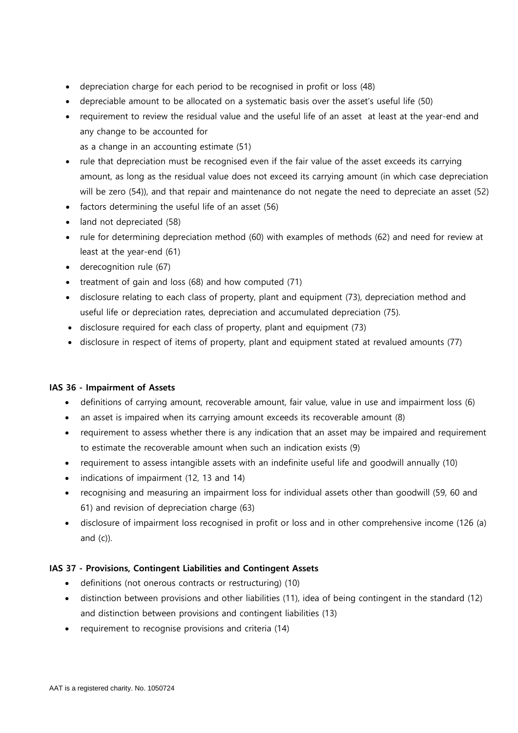- depreciation charge for each period to be recognised in profit or loss (48)
- depreciable amount to be allocated on a systematic basis over the asset's useful life (50)
- requirement to review the residual value and the useful life of an asset at least at the year-end and any change to be accounted for
  as a change in an accounting estimate (51)
- rule that depreciation must be recognised even if the fair value of the asset exceeds its carrying amount, as long as the residual value does not exceed its carrying amount (in which case depreciation will be zero (54)), and that repair and maintenance do not negate the need to depreciate an asset (52)
- factors determining the useful life of an asset (56)
- land not depreciated (58)
- rule for determining depreciation method (60) with examples of methods (62) and need for review at least at the year-end (61)
- derecognition rule (67)
- treatment of gain and loss (68) and how computed (71)
- disclosure relating to each class of property, plant and equipment (73), depreciation method and useful life or depreciation rates, depreciation and accumulated depreciation (75).
- disclosure required for each class of property, plant and equipment (73)
- disclosure in respect of items of property, plant and equipment stated at revalued amounts (77)

**IAS 36 - Impairment of Assets**

- definitions of carrying amount, recoverable amount, fair value, value in use and impairment loss (6)
- an asset is impaired when its carrying amount exceeds its recoverable amount (8)
- requirement to assess whether there is any indication that an asset may be impaired and requirement to estimate the recoverable amount when such an indication exists (9)
- requirement to assess intangible assets with an indefinite useful life and goodwill annually (10)
- indications of impairment (12, 13 and 14)
- recognising and measuring an impairment loss for individual assets other than goodwill (59, 60 and 61) and revision of depreciation charge (63)
- disclosure of impairment loss recognised in profit or loss and in other comprehensive income (126 (a) and (c)).

**IAS 37 - Provisions, Contingent Liabilities and Contingent Assets**

- definitions (not onerous contracts or restructuring) (10)
- distinction between provisions and other liabilities (11), idea of being contingent in the standard (12) and distinction between provisions and contingent liabilities (13)
- requirement to recognise provisions and criteria (14)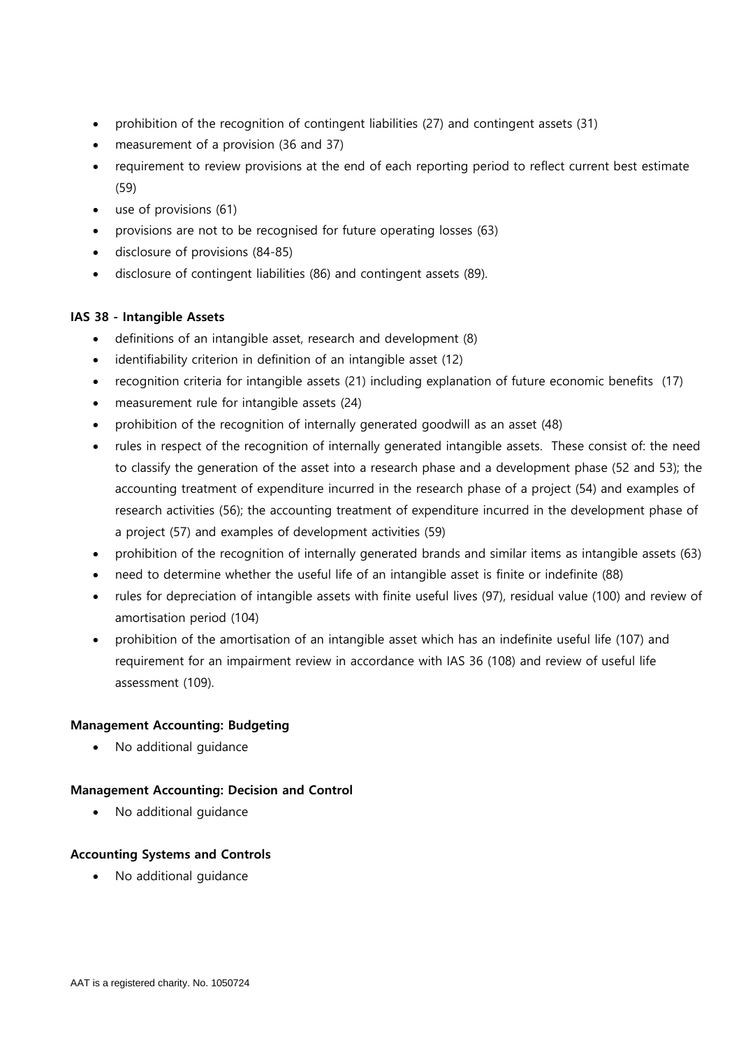- prohibition of the recognition of contingent liabilities (27) and contingent assets (31)
- measurement of a provision (36 and 37)
- requirement to review provisions at the end of each reporting period to reflect current best estimate (59)
- use of provisions (61)
- provisions are not to be recognised for future operating losses (63)
- disclosure of provisions (84-85)
- disclosure of contingent liabilities (86) and contingent assets (89).

**IAS 38 - Intangible Assets**

- definitions of an intangible asset, research and development (8)
- identifiability criterion in definition of an intangible asset (12)
- recognition criteria for intangible assets (21) including explanation of future economic benefits (17)
- measurement rule for intangible assets (24)
- prohibition of the recognition of internally generated goodwill as an asset (48)
- rules in respect of the recognition of internally generated intangible assets. These consist of: the need to classify the generation of the asset into a research phase and a development phase (52 and 53); the accounting treatment of expenditure incurred in the research phase of a project (54) and examples of research activities (56); the accounting treatment of expenditure incurred in the development phase of a project (57) and examples of development activities (59)
- prohibition of the recognition of internally generated brands and similar items as intangible assets (63)
- need to determine whether the useful life of an intangible asset is finite or indefinite (88)
- rules for depreciation of intangible assets with finite useful lives (97), residual value (100) and review of amortisation period (104)
- prohibition of the amortisation of an intangible asset which has an indefinite useful life (107) and requirement for an impairment review in accordance with IAS 36 (108) and review of useful life assessment (109).

**Management Accounting: Budgeting**

- No additional guidance

**Management Accounting: Decision and Control**

- No additional guidance

**Accounting Systems and Controls**

- No additional guidance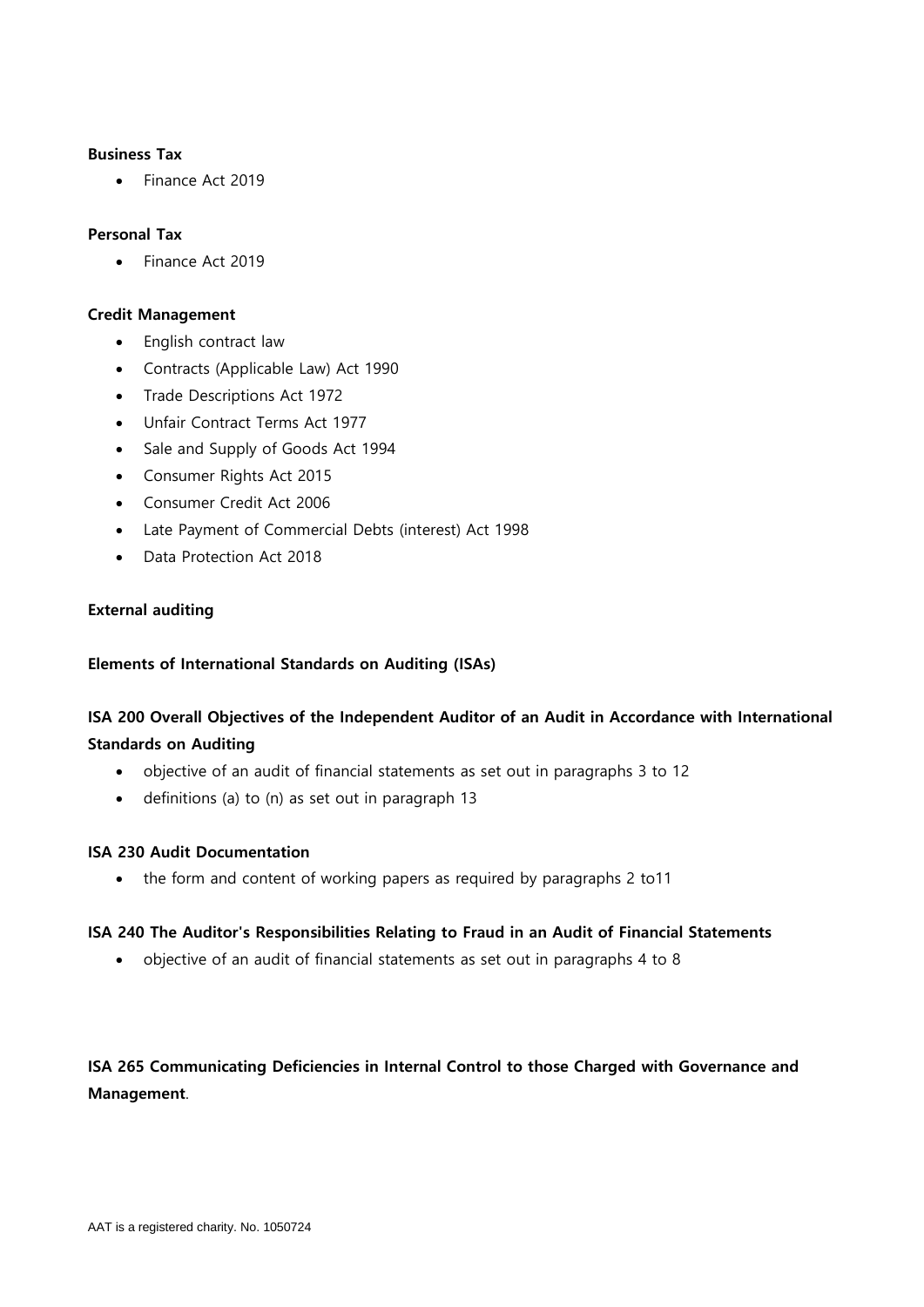**Business Tax**

- Finance Act 2019

**Personal Tax**

- Finance Act 2019

**Credit Management**

- English contract law
- Contracts (Applicable Law) Act 1990
- Trade Descriptions Act 1972
- Unfair Contract Terms Act 1977
- Sale and Supply of Goods Act 1994
- Consumer Rights Act 2015
- Consumer Credit Act 2006
- Late Payment of Commercial Debts (interest) Act 1998
- Data Protection Act 2018

**External auditing**

**Elements of International Standards on Auditing (ISAs)**

**ISA 200 Overall Objectives of the Independent Auditor of an Audit in Accordance with International Standards on Auditing**

- objective of an audit of financial statements as set out in paragraphs 3 to 12
- definitions (a) to (n) as set out in paragraph 13

**ISA 230 Audit Documentation**

- the form and content of working papers as required by paragraphs 2 to11

**ISA 240 The Auditor's Responsibilities Relating to Fraud in an Audit of Financial Statements**

- objective of an audit of financial statements as set out in paragraphs 4 to 8

**ISA 265 Communicating Deficiencies in Internal Control to those Charged with Governance and Management**.

AAT is a registered charity. No. 1050724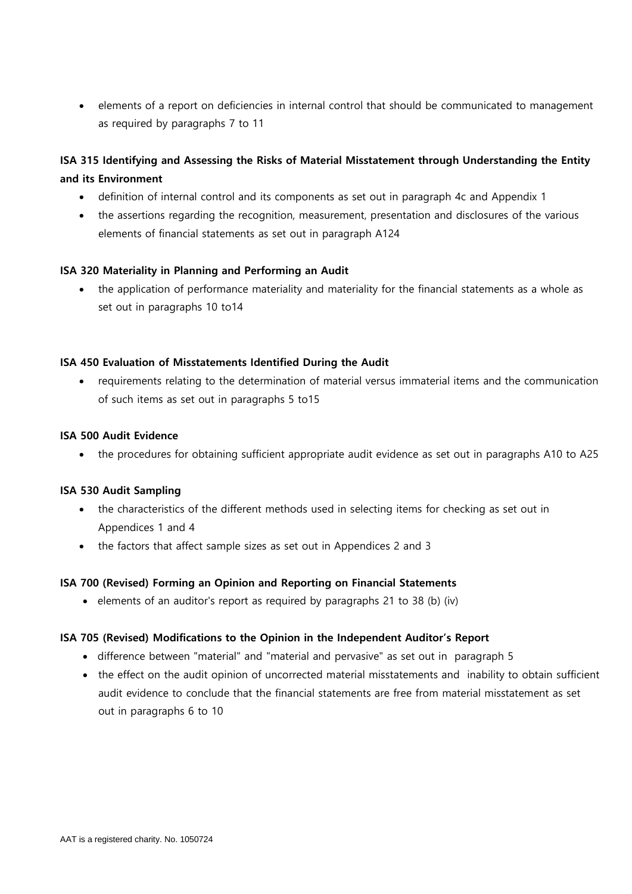- elements of a report on deficiencies in internal control that should be communicated to management as required by paragraphs 7 to 11

**ISA 315 Identifying and Assessing the Risks of Material Misstatement through Understanding the Entity and its Environment**

- definition of internal control and its components as set out in paragraph 4c and Appendix 1
- the assertions regarding the recognition, measurement, presentation and disclosures of the various elements of financial statements as set out in paragraph A124

**ISA 320 Materiality in Planning and Performing an Audit**

- the application of performance materiality and materiality for the financial statements as a whole as set out in paragraphs 10 to14

**ISA 450 Evaluation of Misstatements Identified During the Audit**

- requirements relating to the determination of material versus immaterial items and the communication of such items as set out in paragraphs 5 to15

**ISA 500 Audit Evidence**

- the procedures for obtaining sufficient appropriate audit evidence as set out in paragraphs A10 to A25

**ISA 530 Audit Sampling**

- the characteristics of the different methods used in selecting items for checking as set out in Appendices 1 and 4
- the factors that affect sample sizes as set out in Appendices 2 and 3

**ISA 700 (Revised) Forming an Opinion and Reporting on Financial Statements**

- elements of an auditor's report as required by paragraphs 21 to 38 (b) (iv)

**ISA 705 (Revised) Modifications to the Opinion in the Independent Auditor's Report**

- difference between "material" and "material and pervasive" as set out in paragraph 5
- the effect on the audit opinion of uncorrected material misstatements and inability to obtain sufficient audit evidence to conclude that the financial statements are free from material misstatement as set out in paragraphs 6 to 10

AAT is a registered charity. No. 1050724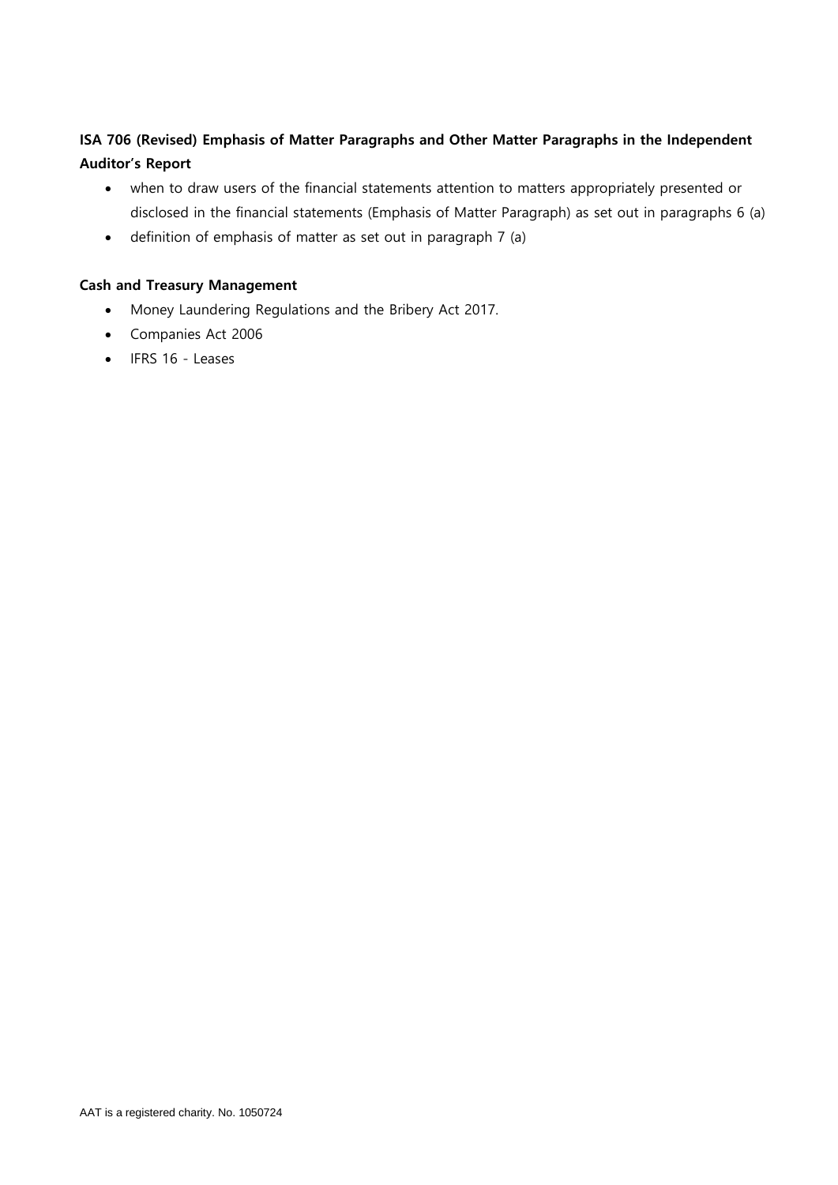**ISA 706 (Revised) Emphasis of Matter Paragraphs and Other Matter Paragraphs in the Independent Auditor's Report**

- when to draw users of the financial statements attention to matters appropriately presented or disclosed in the financial statements (Emphasis of Matter Paragraph) as set out in paragraphs 6 (a)
- definition of emphasis of matter as set out in paragraph 7 (a)

**Cash and Treasury Management**

- Money Laundering Regulations and the Bribery Act 2017.
- Companies Act 2006
- IFRS 16 - Leases

AAT is a registered charity. No. 1050724